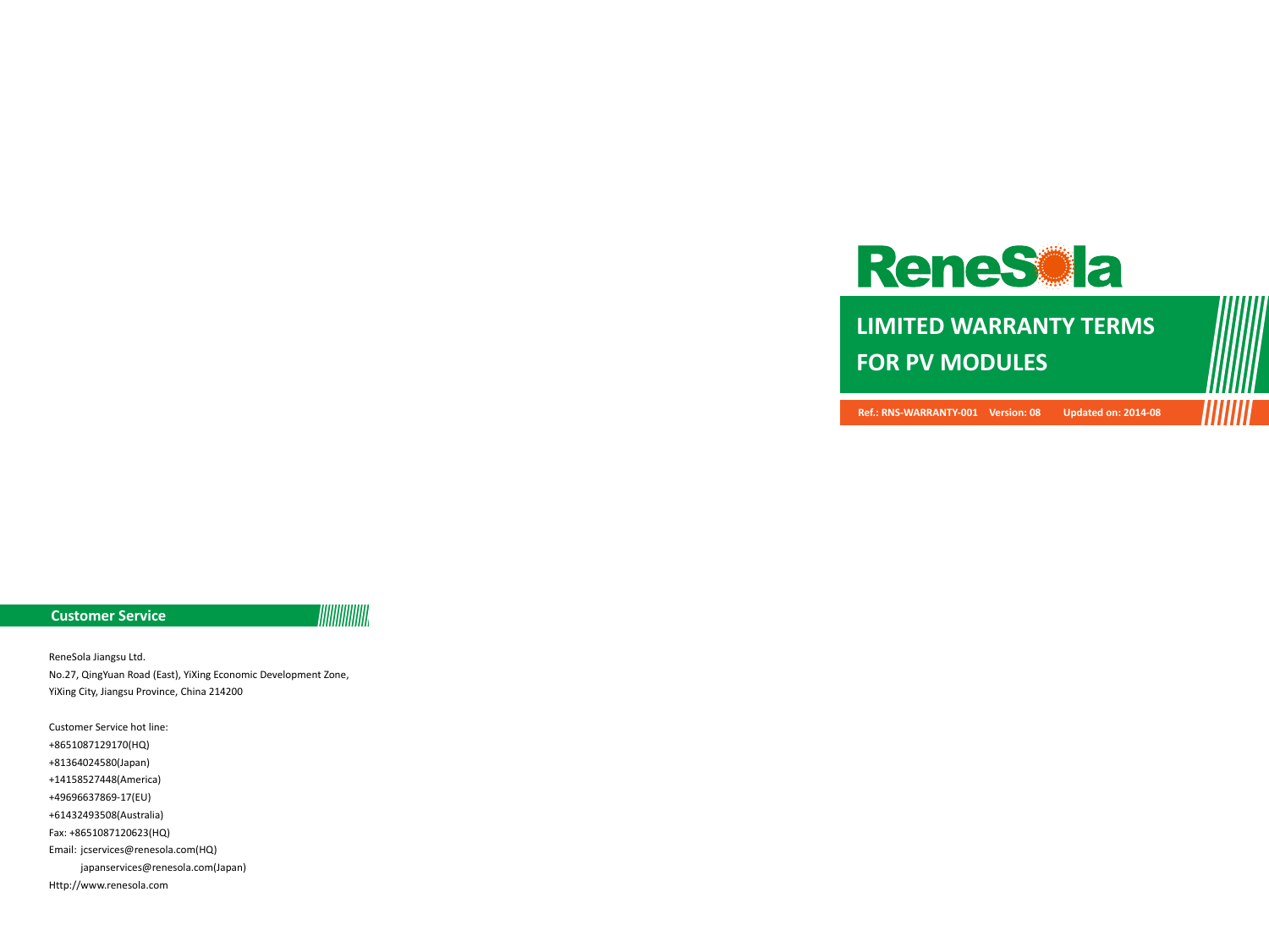ReneSola

# LIMITED WARRANTY TERMS FOR PV MODULES

**Ref.: RNS-WARRANTY-001 Version: 08 Updated on: 2014-08**

## Customer Service

ReneSola Jiangsu Ltd.
No.27, QingYuan Road (East), YiXing Economic Development Zone,
YiXing City, Jiangsu Province, China 214200

Customer Service hot line:
+8651087129170(HQ)
+81364024580(Japan)
+14158527448(America)
+49696637869-17(EU)
+61432493508(Australia)
Fax: +8651087120623(HQ)
Email: jcservices@renesola.com(HQ)
japanservices@renesola.com(Japan)
Http://www.renesola.com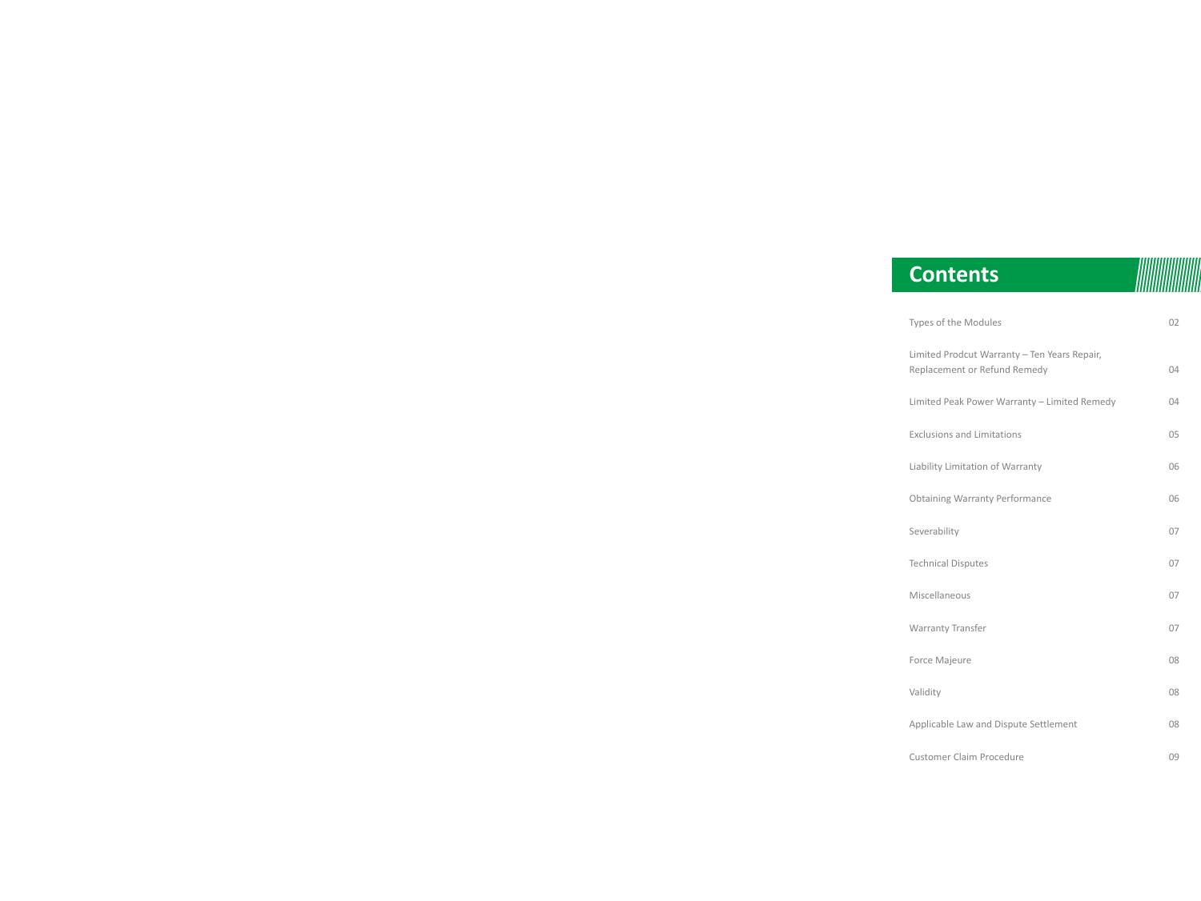# Contents

| | |
|---|---|
| Types of the Modules | 02 |
| Limited Prodcut Warranty – Ten Years Repair, Replacement or Refund Remedy | 04 |
| Limited Peak Power Warranty – Limited Remedy | 04 |
| Exclusions and Limitations | 05 |
| Liability Limitation of Warranty | 06 |
| Obtaining Warranty Performance | 06 |
| Severability | 07 |
| Technical Disputes | 07 |
| Miscellaneous | 07 |
| Warranty Transfer | 07 |
| Force Majeure | 08 |
| Validity | 08 |
| Applicable Law and Dispute Settlement | 08 |
| Customer Claim Procedure | 09 |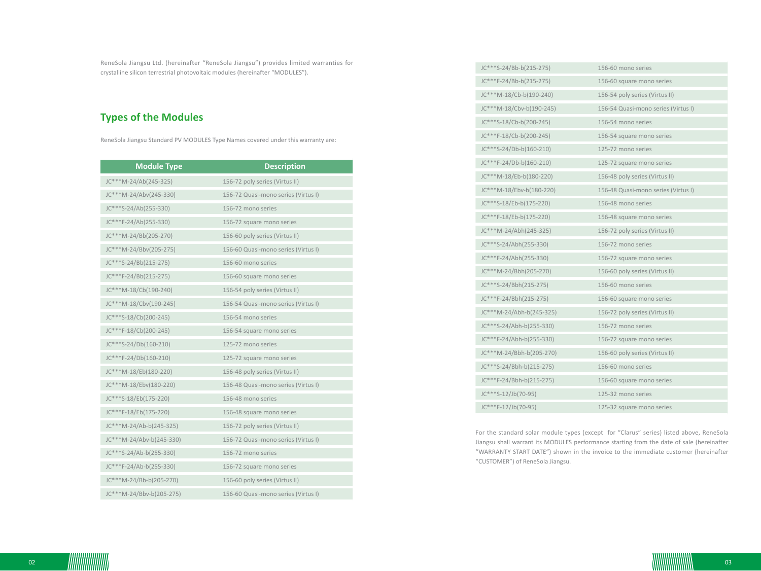ReneSola Jiangsu Ltd. (hereinafter "ReneSola Jiangsu") provides limited warranties for crystalline silicon terrestrial photovoltaic modules (hereinafter "MODULES").

## Types of the Modules

ReneSola Jiangsu Standard PV MODULES Type Names covered under this warranty are:

| Module Type | Description |
|---|---|
| JC***M-24/Ab(245-325) | 156-72 poly series (Virtus II) |
| JC***M-24/Abv(245-330) | 156-72 Quasi-mono series (Virtus I) |
| JC***S-24/Ab(255-330) | 156-72 mono series |
| JC***F-24/Ab(255-330) | 156-72 square mono series |
| JC***M-24/Bb(205-270) | 156-60 poly series (Virtus II) |
| JC***M-24/Bbv(205-275) | 156-60 Quasi-mono series (Virtus I) |
| JC***S-24/Bb(215-275) | 156-60 mono series |
| JC***F-24/Bb(215-275) | 156-60 square mono series |
| JC***M-18/Cb(190-240) | 156-54 poly series (Virtus II) |
| JC***M-18/Cbv(190-245) | 156-54 Quasi-mono series (Virtus I) |
| JC***S-18/Cb(200-245) | 156-54 mono series |
| JC***F-18/Cb(200-245) | 156-54 square mono series |
| JC***S-24/Db(160-210) | 125-72 mono series |
| JC***F-24/Db(160-210) | 125-72 square mono series |
| JC***M-18/Eb(180-220) | 156-48 poly series (Virtus II) |
| JC***M-18/Ebv(180-220) | 156-48 Quasi-mono series (Virtus I) |
| JC***S-18/Eb(175-220) | 156-48 mono series |
| JC***F-18/Eb(175-220) | 156-48 square mono series |
| JC***M-24/Ab-b(245-325) | 156-72 poly series (Virtus II) |
| JC***M-24/Abv-b(245-330) | 156-72 Quasi-mono series (Virtus I) |
| JC***S-24/Ab-b(255-330) | 156-72 mono series |
| JC***F-24/Ab-b(255-330) | 156-72 square mono series |
| JC***M-24/Bb-b(205-270) | 156-60 poly series (Virtus II) |
| JC***M-24/Bbv-b(205-275) | 156-60 Quasi-mono series (Virtus I) |
| JC***S-24/Bb-b(215-275) | 156-60 mono series |
| JC***F-24/Bb-b(215-275) | 156-60 square mono series |
| JC***M-18/Cb-b(190-240) | 156-54 poly series (Virtus II) |
| JC***M-18/Cbv-b(190-245) | 156-54 Quasi-mono series (Virtus I) |
| JC***S-18/Cb-b(200-245) | 156-54 mono series |
| JC***F-18/Cb-b(200-245) | 156-54 square mono series |
| JC***S-24/Db-b(160-210) | 125-72 mono series |
| JC***F-24/Db-b(160-210) | 125-72 square mono series |
| JC***M-18/Eb-b(180-220) | 156-48 poly series (Virtus II) |
| JC***M-18/Ebv-b(180-220) | 156-48 Quasi-mono series (Virtus I) |
| JC***S-18/Eb-b(175-220) | 156-48 mono series |
| JC***F-18/Eb-b(175-220) | 156-48 square mono series |
| JC***M-24/Abh(245-325) | 156-72 poly series (Virtus II) |
| JC***S-24/Abh(255-330) | 156-72 mono series |
| JC***F-24/Abh(255-330) | 156-72 square mono series |
| JC***M-24/Bbh(205-270) | 156-60 poly series (Virtus II) |
| JC***S-24/Bbh(215-275) | 156-60 mono series |
| JC***F-24/Bbh(215-275) | 156-60 square mono series |
| JC***M-24/Abh-b(245-325) | 156-72 poly series (Virtus II) |
| JC***S-24/Abh-b(255-330) | 156-72 mono series |
| JC***F-24/Abh-b(255-330) | 156-72 square mono series |
| JC***M-24/Bbh-b(205-270) | 156-60 poly series (Virtus II) |
| JC***S-24/Bbh-b(215-275) | 156-60 mono series |
| JC***F-24/Bbh-b(215-275) | 156-60 square mono series |
| JC***S-12/Jb(70-95) | 125-32 mono series |
| JC***F-12/Jb(70-95) | 125-32 square mono series |

For the standard solar module types (except for "Clarus" series) listed above, ReneSola Jiangsu shall warrant its MODULES performance starting from the date of sale (hereinafter "WARRANTY START DATE") shown in the invoice to the immediate customer (hereinafter "CUSTOMER") of ReneSola Jiangsu.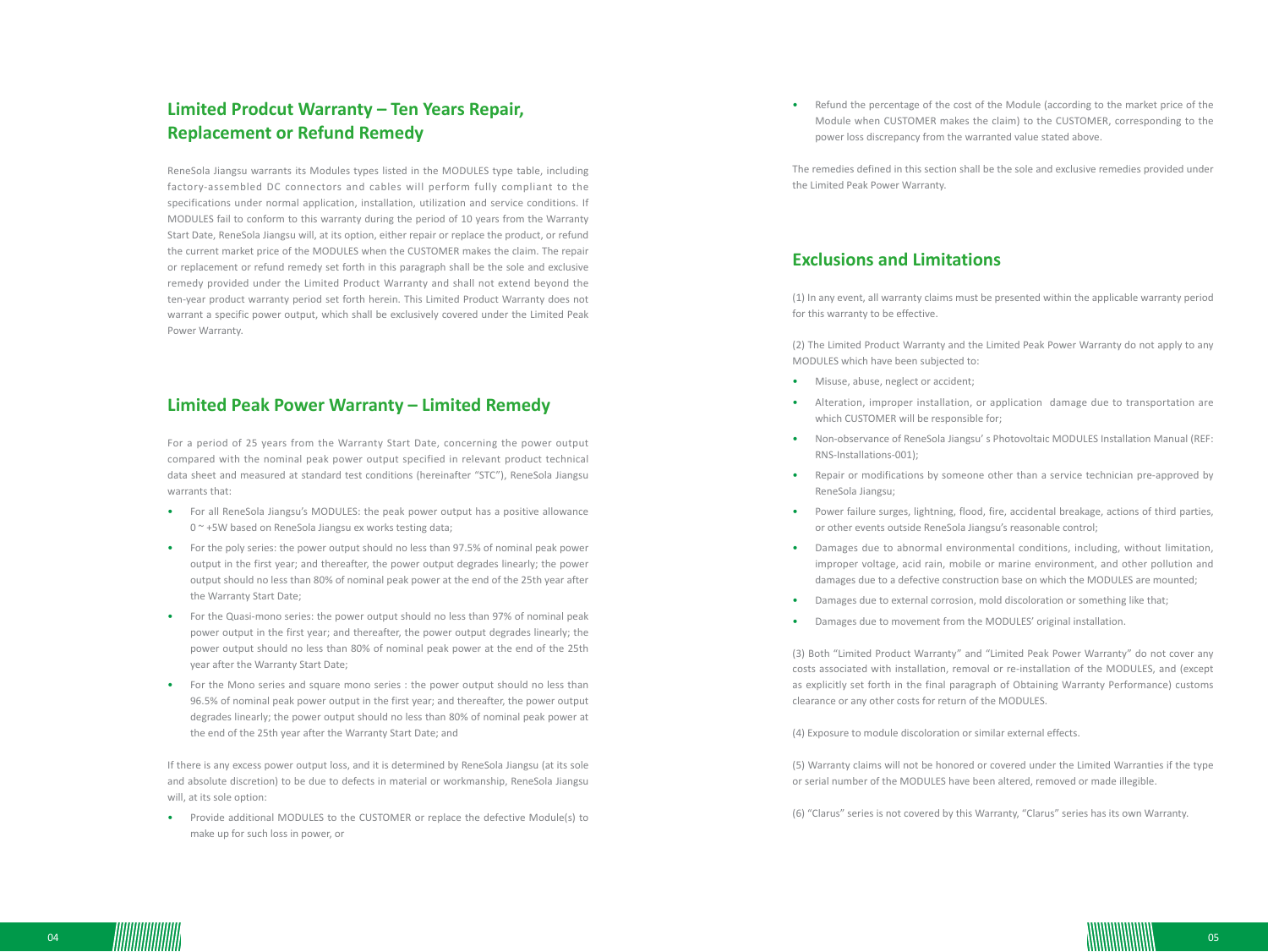## Limited Prodcut Warranty – Ten Years Repair, Replacement or Refund Remedy

ReneSola Jiangsu warrants its Modules types listed in the MODULES type table, including factory-assembled DC connectors and cables will perform fully compliant to the specifications under normal application, installation, utilization and service conditions. If MODULES fail to conform to this warranty during the period of 10 years from the Warranty Start Date, ReneSola Jiangsu will, at its option, either repair or replace the product, or refund the current market price of the MODULES when the CUSTOMER makes the claim. The repair or replacement or refund remedy set forth in this paragraph shall be the sole and exclusive remedy provided under the Limited Product Warranty and shall not extend beyond the ten-year product warranty period set forth herein. This Limited Product Warranty does not warrant a specific power output, which shall be exclusively covered under the Limited Peak Power Warranty.

## Limited Peak Power Warranty – Limited Remedy

For a period of 25 years from the Warranty Start Date, concerning the power output compared with the nominal peak power output specified in relevant product technical data sheet and measured at standard test conditions (hereinafter "STC"), ReneSola Jiangsu warrants that:

- For all ReneSola Jiangsu's MODULES: the peak power output has a positive allowance 0 ~ +5W based on ReneSola Jiangsu ex works testing data;
- For the poly series: the power output should no less than 97.5% of nominal peak power output in the first year; and thereafter, the power output degrades linearly; the power output should no less than 80% of nominal peak power at the end of the 25th year after the Warranty Start Date;
- For the Quasi-mono series: the power output should no less than 97% of nominal peak power output in the first year; and thereafter, the power output degrades linearly; the power output should no less than 80% of nominal peak power at the end of the 25th year after the Warranty Start Date;
- For the Mono series and square mono series : the power output should no less than 96.5% of nominal peak power output in the first year; and thereafter, the power output degrades linearly; the power output should no less than 80% of nominal peak power at the end of the 25th year after the Warranty Start Date; and

If there is any excess power output loss, and it is determined by ReneSola Jiangsu (at its sole and absolute discretion) to be due to defects in material or workmanship, ReneSola Jiangsu will, at its sole option:

- Provide additional MODULES to the CUSTOMER or replace the defective Module(s) to make up for such loss in power, or
- Refund the percentage of the cost of the Module (according to the market price of the Module when CUSTOMER makes the claim) to the CUSTOMER, corresponding to the power loss discrepancy from the warranted value stated above.

The remedies defined in this section shall be the sole and exclusive remedies provided under the Limited Peak Power Warranty.

## Exclusions and Limitations

(1) In any event, all warranty claims must be presented within the applicable warranty period for this warranty to be effective.

(2) The Limited Product Warranty and the Limited Peak Power Warranty do not apply to any MODULES which have been subjected to:

- Misuse, abuse, neglect or accident;
- Alteration, improper installation, or application damage due to transportation are which CUSTOMER will be responsible for;
- Non-observance of ReneSola Jiangsu' s Photovoltaic MODULES Installation Manual (REF: RNS-Installations-001);
- Repair or modifications by someone other than a service technician pre-approved by ReneSola Jiangsu;
- Power failure surges, lightning, flood, fire, accidental breakage, actions of third parties, or other events outside ReneSola Jiangsu's reasonable control;
- Damages due to abnormal environmental conditions, including, without limitation, improper voltage, acid rain, mobile or marine environment, and other pollution and damages due to a defective construction base on which the MODULES are mounted;
- Damages due to external corrosion, mold discoloration or something like that;
- Damages due to movement from the MODULES' original installation.

(3) Both "Limited Product Warranty" and "Limited Peak Power Warranty" do not cover any costs associated with installation, removal or re-installation of the MODULES, and (except as explicitly set forth in the final paragraph of Obtaining Warranty Performance) customs clearance or any other costs for return of the MODULES.

(4) Exposure to module discoloration or similar external effects.

(5) Warranty claims will not be honored or covered under the Limited Warranties if the type or serial number of the MODULES have been altered, removed or made illegible.

(6) "Clarus" series is not covered by this Warranty, "Clarus" series has its own Warranty.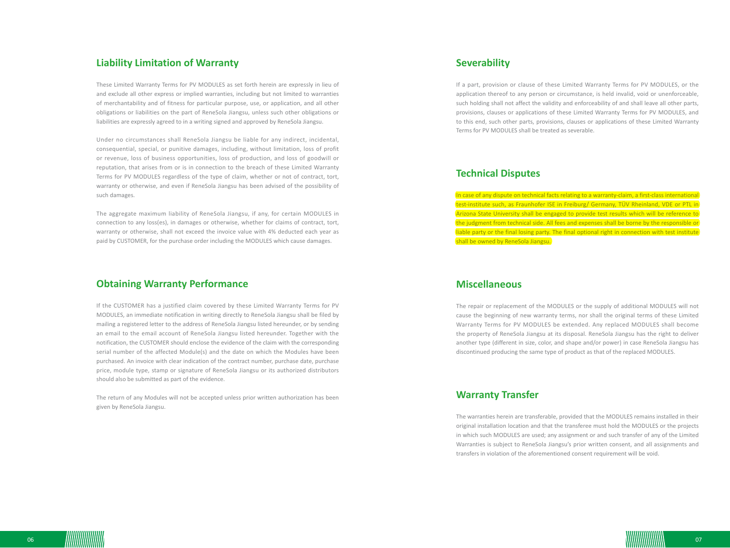## Liability Limitation of Warranty

These Limited Warranty Terms for PV MODULES as set forth herein are expressly in lieu of and exclude all other express or implied warranties, including but not limited to warranties of merchantability and of fitness for particular purpose, use, or application, and all other obligations or liabilities on the part of ReneSola Jiangsu, unless such other obligations or liabilities are expressly agreed to in a writing signed and approved by ReneSola Jiangsu.

Under no circumstances shall ReneSola Jiangsu be liable for any indirect, incidental, consequential, special, or punitive damages, including, without limitation, loss of profit or revenue, loss of business opportunities, loss of production, and loss of goodwill or reputation, that arises from or is in connection to the breach of these Limited Warranty Terms for PV MODULES regardless of the type of claim, whether or not of contract, tort, warranty or otherwise, and even if ReneSola Jiangsu has been advised of the possibility of such damages.

The aggregate maximum liability of ReneSola Jiangsu, if any, for certain MODULES in connection to any loss(es), in damages or otherwise, whether for claims of contract, tort, warranty or otherwise, shall not exceed the invoice value with 4% deducted each year as paid by CUSTOMER, for the purchase order including the MODULES which cause damages.

## Obtaining Warranty Performance

If the CUSTOMER has a justified claim covered by these Limited Warranty Terms for PV MODULES, an immediate notification in writing directly to ReneSola Jiangsu shall be filed by mailing a registered letter to the address of ReneSola Jiangsu listed hereunder, or by sending an email to the email account of ReneSola Jiangsu listed hereunder. Together with the notification, the CUSTOMER should enclose the evidence of the claim with the corresponding serial number of the affected Module(s) and the date on which the Modules have been purchased. An invoice with clear indication of the contract number, purchase date, purchase price, module type, stamp or signature of ReneSola Jiangsu or its authorized distributors should also be submitted as part of the evidence.

The return of any Modules will not be accepted unless prior written authorization has been given by ReneSola Jiangsu.

## Severability

If a part, provision or clause of these Limited Warranty Terms for PV MODULES, or the application thereof to any person or circumstance, is held invalid, void or unenforceable, such holding shall not affect the validity and enforceability of and shall leave all other parts, provisions, clauses or applications of these Limited Warranty Terms for PV MODULES, and to this end, such other parts, provisions, clauses or applications of these Limited Warranty Terms for PV MODULES shall be treated as severable.

## Technical Disputes

In case of any dispute on technical facts relating to a warranty-claim, a first-class international test-institute such, as Fraunhofer ISE in Freiburg/ Germany, TÜV Rheinland, VDE or PTL in Arizona State University shall be engaged to provide test results which will be reference to the judgment from technical side. All fees and expenses shall be borne by the responsible or liable party or the final losing party. The final optional right in connection with test institute shall be owned by ReneSola Jiangsu.

## Miscellaneous

The repair or replacement of the MODULES or the supply of additional MODULES will not cause the beginning of new warranty terms, nor shall the original terms of these Limited Warranty Terms for PV MODULES be extended. Any replaced MODULES shall become the property of ReneSola Jiangsu at its disposal. ReneSola Jiangsu has the right to deliver another type (different in size, color, and shape and/or power) in case ReneSola Jiangsu has discontinued producing the same type of product as that of the replaced MODULES.

## Warranty Transfer

The warranties herein are transferable, provided that the MODULES remains installed in their original installation location and that the transferee must hold the MODULES or the projects in which such MODULES are used; any assignment or and such transfer of any of the Limited Warranties is subject to ReneSola Jiangsu's prior written consent, and all assignments and transfers in violation of the aforementioned consent requirement will be void.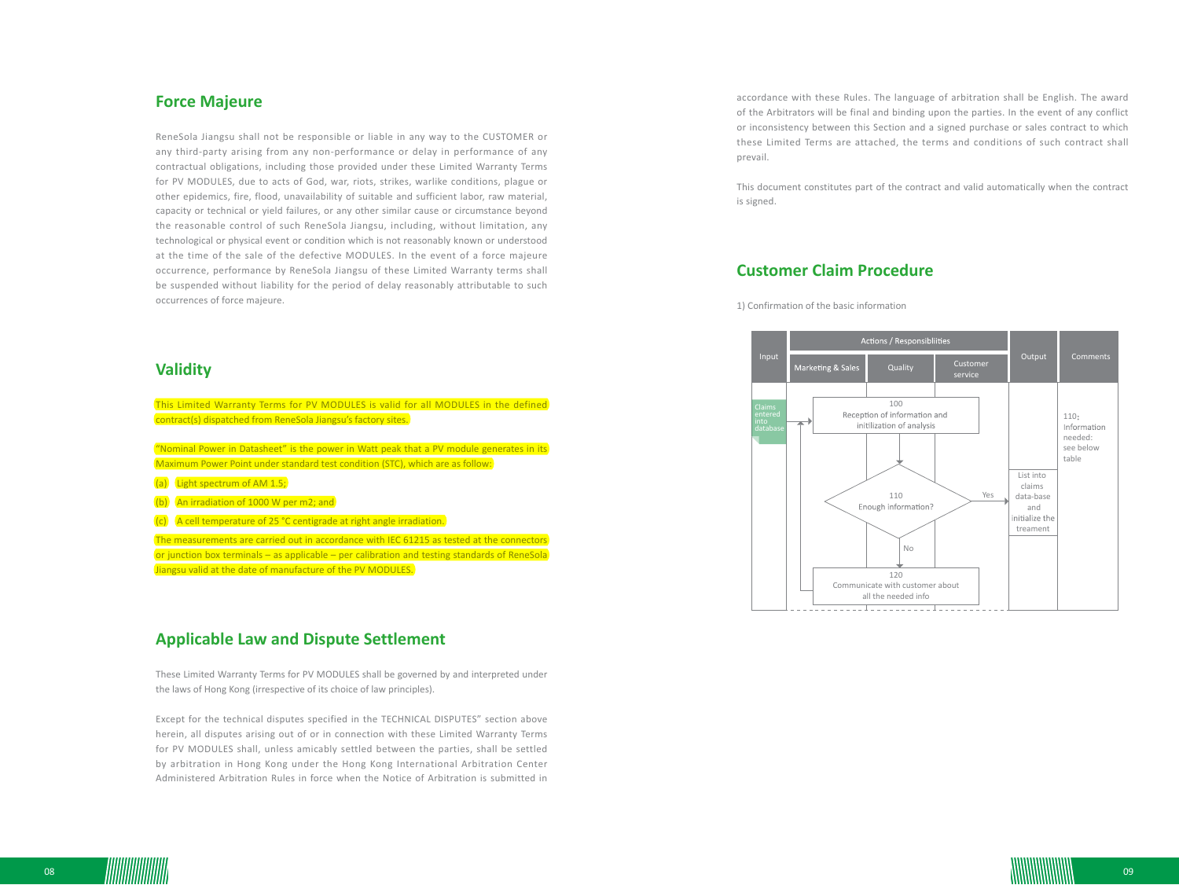## Force Majeure

ReneSola Jiangsu shall not be responsible or liable in any way to the CUSTOMER or any third-party arising from any non-performance or delay in performance of any contractual obligations, including those provided under these Limited Warranty Terms for PV MODULES, due to acts of God, war, riots, strikes, warlike conditions, plague or other epidemics, fire, flood, unavailability of suitable and sufficient labor, raw material, capacity or technical or yield failures, or any other similar cause or circumstance beyond the reasonable control of such ReneSola Jiangsu, including, without limitation, any technological or physical event or condition which is not reasonably known or understood at the time of the sale of the defective MODULES. In the event of a force majeure occurrence, performance by ReneSola Jiangsu of these Limited Warranty terms shall be suspended without liability for the period of delay reasonably attributable to such occurrences of force majeure.

## Validity

This Limited Warranty Terms for PV MODULES is valid for all MODULES in the defined contract(s) dispatched from ReneSola Jiangsu's factory sites.

"Nominal Power in Datasheet" is the power in Watt peak that a PV module generates in its Maximum Power Point under standard test condition (STC), which are as follow:

(a) Light spectrum of AM 1.5;

(b) An irradiation of 1000 W per m2; and

(c) A cell temperature of 25 °C centigrade at right angle irradiation.

The measurements are carried out in accordance with IEC 61215 as tested at the connectors or junction box terminals – as applicable – per calibration and testing standards of ReneSola Jiangsu valid at the date of manufacture of the PV MODULES.

## Applicable Law and Dispute Settlement

These Limited Warranty Terms for PV MODULES shall be governed by and interpreted under the laws of Hong Kong (irrespective of its choice of law principles).

Except for the technical disputes specified in the TECHNICAL DISPUTES" section above herein, all disputes arising out of or in connection with these Limited Warranty Terms for PV MODULES shall, unless amicably settled between the parties, shall be settled by arbitration in Hong Kong under the Hong Kong International Arbitration Center Administered Arbitration Rules in force when the Notice of Arbitration is submitted in accordance with these Rules. The language of arbitration shall be English. The award of the Arbitrators will be final and binding upon the parties. In the event of any conflict or inconsistency between this Section and a signed purchase or sales contract to which these Limited Terms are attached, the terms and conditions of such contract shall prevail.

This document constitutes part of the contract and valid automatically when the contract is signed.

## Customer Claim Procedure

1) Confirmation of the basic information

| Input | Actions / Responsiblities | | | Output | Comments |
|---|---|---|---|---|---|
| | Marketing & Sales | Quality | Customer service | | |
| Claims entered into database | 100 Reception of information and initilization of analysis | | | | 110: Information needed: see below table |
| | 110 Enough information? (Yes → Output; No → 120) | | | List into claims data-base and initialize the treament | |
| | 120 Communicate with customer about all the needed info (→ back to 100) | | | | |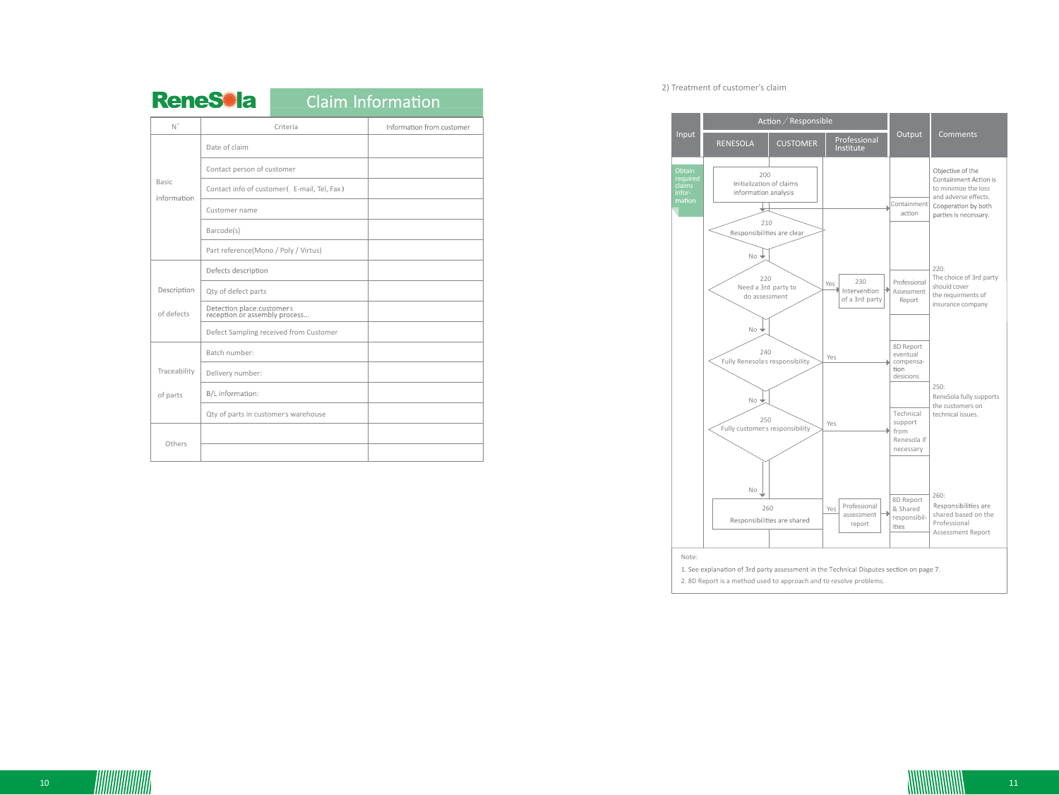# ReneSola Claim Information

| N° | Criteria | Information from customer |
|---|---|---|
| Basic information | Date of claim | |
| | Contact person of customer | |
| | Contact info of customer( E-mail, Tel, Fax ) | |
| | Customer name | |
| | Barcode(s) | |
| | Part reference(Mono / Poly / Virtus) | |
| Description of defects | Defects description | |
| | Qty of defect parts | |
| | Detection place:customer's reception or assembly process... | |
| | Defect Sampling received from Customer | |
| Traceability of parts | Batch number: | |
| | Delivery number: | |
| | B/L information: | |
| | Qty of parts in customer's warehouse | |
| Others | | |
| | | |

2) Treatment of customer's claim

Input | Action / Responsible: RENESOLA | CUSTOMER | Professional Institute | Output | Comments

Input: Obtain required claims information

200 Initialization of claims information analysis → Output: Containment action

Comments: Objective of the Containment Action is to minimize the loss and adverse effects. Cooperation by both parties is necessary.

210 Responsibilities are clear

No

220 Need a 3rd party to do assessment — Yes → 230 Intervention of a 3rd party → Output: Professional Assessment Report

Comments: 220: The choice of 3rd party should cover the requirments of insurance company

No

240 Fully Renesola's responsibility — Yes → Output: 8D Report eventual compensation desicions

No

250 Fully customer's responsibility — Yes → Output: Technical support from Renesola if necessary

Comments: 250: ReneSola fully supports the customers on technical issues.

No

260 Responsibilities are shared — Yes → Professional assessment report → Output: 8D Report & Shared responsibilities

Comments: 260: Responsibilities are shared based on the Professional Assessment Report

Note:

1. See explanation of 3rd party assessment in the Technical Disputes section on page 7.

2. 8D Report is a method used to approach and to resolve problems.